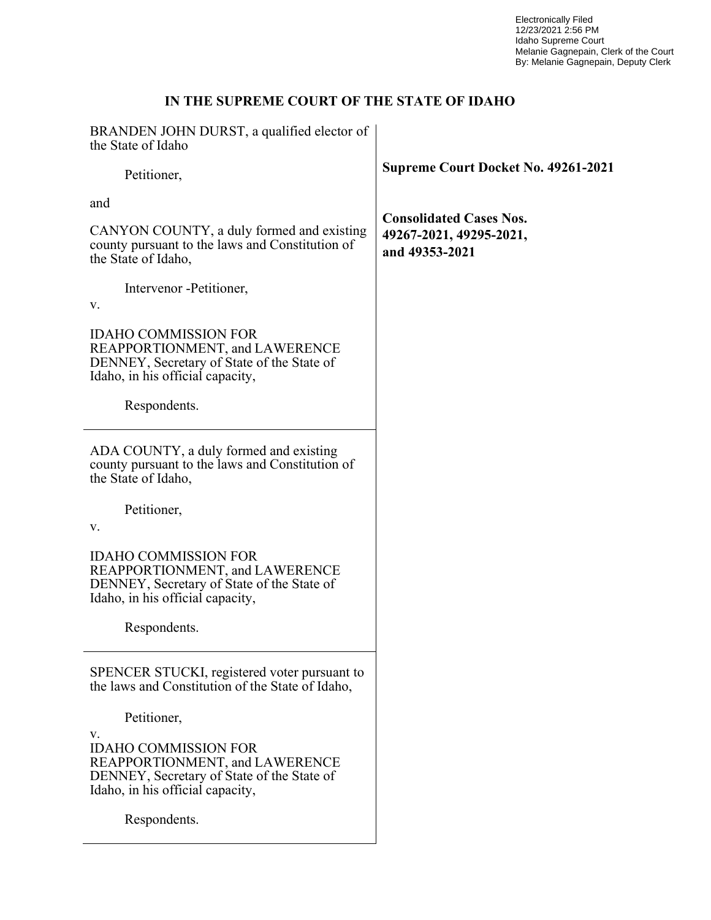Electronically Filed
12/23/2021 2:56 PM
Idaho Supreme Court
Melanie Gagnepain, Clerk of the Court
By: Melanie Gagnepain, Deputy Clerk

**IN THE SUPREME COURT OF THE STATE OF IDAHO**

| | |
|---|---|
| BRANDEN JOHN DURST, a qualified elector of the State of Idaho<br><br>Petitioner,<br><br>and<br><br>CANYON COUNTY, a duly formed and existing county pursuant to the laws and Constitution of the State of Idaho,<br><br>Intervenor -Petitioner,<br><br>v.<br><br>IDAHO COMMISSION FOR REAPPORTIONMENT, and LAWERENCE DENNEY, Secretary of State of the State of Idaho, in his official capacity,<br><br>Respondents. | **Supreme Court Docket No. 49261-2021**<br><br>**Consolidated Cases Nos. 49267-2021, 49295-2021, and 49353-2021** |
| ADA COUNTY, a duly formed and existing county pursuant to the laws and Constitution of the State of Idaho,<br><br>Petitioner,<br><br>v.<br><br>IDAHO COMMISSION FOR REAPPORTIONMENT, and LAWERENCE DENNEY, Secretary of State of the State of Idaho, in his official capacity,<br><br>Respondents. | |
| SPENCER STUCKI, registered voter pursuant to the laws and Constitution of the State of Idaho,<br><br>Petitioner,<br><br>v.<br>IDAHO COMMISSION FOR REAPPORTIONMENT, and LAWERENCE DENNEY, Secretary of State of the State of Idaho, in his official capacity,<br><br>Respondents. | |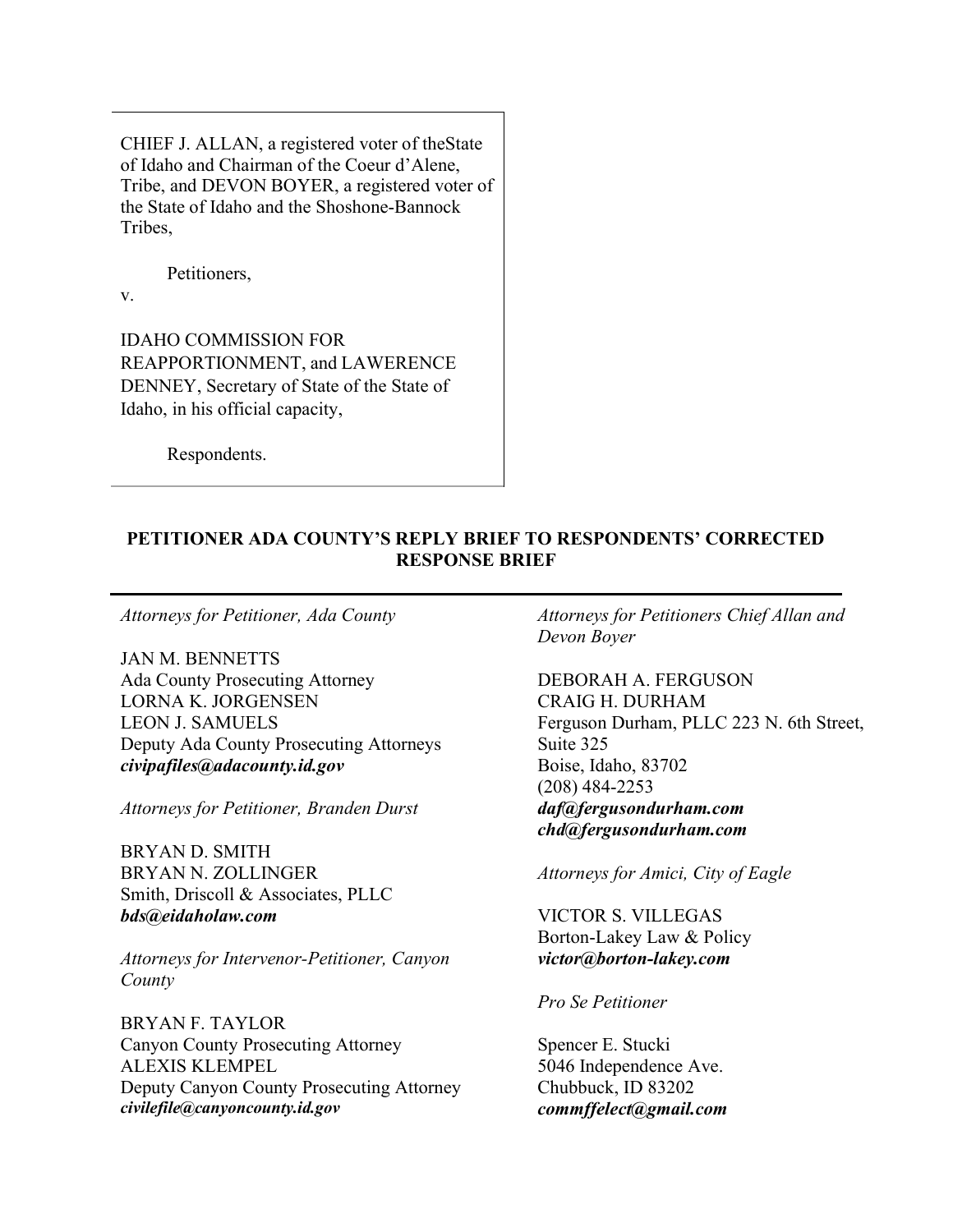CHIEF J. ALLAN, a registered voter of theState of Idaho and Chairman of the Coeur d'Alene, Tribe, and DEVON BOYER, a registered voter of the State of Idaho and the Shoshone-Bannock Tribes,

Petitioners,

v.

IDAHO COMMISSION FOR REAPPORTIONMENT, and LAWERENCE DENNEY, Secretary of State of the State of Idaho, in his official capacity,

Respondents.

**PETITIONER ADA COUNTY'S REPLY BRIEF TO RESPONDENTS' CORRECTED RESPONSE BRIEF**

*Attorneys for Petitioner, Ada County*

JAN M. BENNETTS
Ada County Prosecuting Attorney
LORNA K. JORGENSEN
LEON J. SAMUELS
Deputy Ada County Prosecuting Attorneys
***civipafiles@adacounty.id.gov***

*Attorneys for Petitioner, Branden Durst*

BRYAN D. SMITH
BRYAN N. ZOLLINGER
Smith, Driscoll & Associates, PLLC
***bds@eidaholaw.com***

*Attorneys for Intervenor-Petitioner, Canyon County*

BRYAN F. TAYLOR
Canyon County Prosecuting Attorney
ALEXIS KLEMPEL
Deputy Canyon County Prosecuting Attorney
***civilefile@canyoncounty.id.gov***

*Attorneys for Petitioners Chief Allan and Devon Boyer*

DEBORAH A. FERGUSON
CRAIG H. DURHAM
Ferguson Durham, PLLC 223 N. 6th Street, Suite 325
Boise, Idaho, 83702
(208) 484-2253
***daf@fergusondurham.com***
***chd@fergusondurham.com***

*Attorneys for Amici, City of Eagle*

VICTOR S. VILLEGAS
Borton-Lakey Law & Policy
***victor@borton-lakey.com***

*Pro Se Petitioner*

Spencer E. Stucki
5046 Independence Ave.
Chubbuck, ID 83202
***commffelect@gmail.com***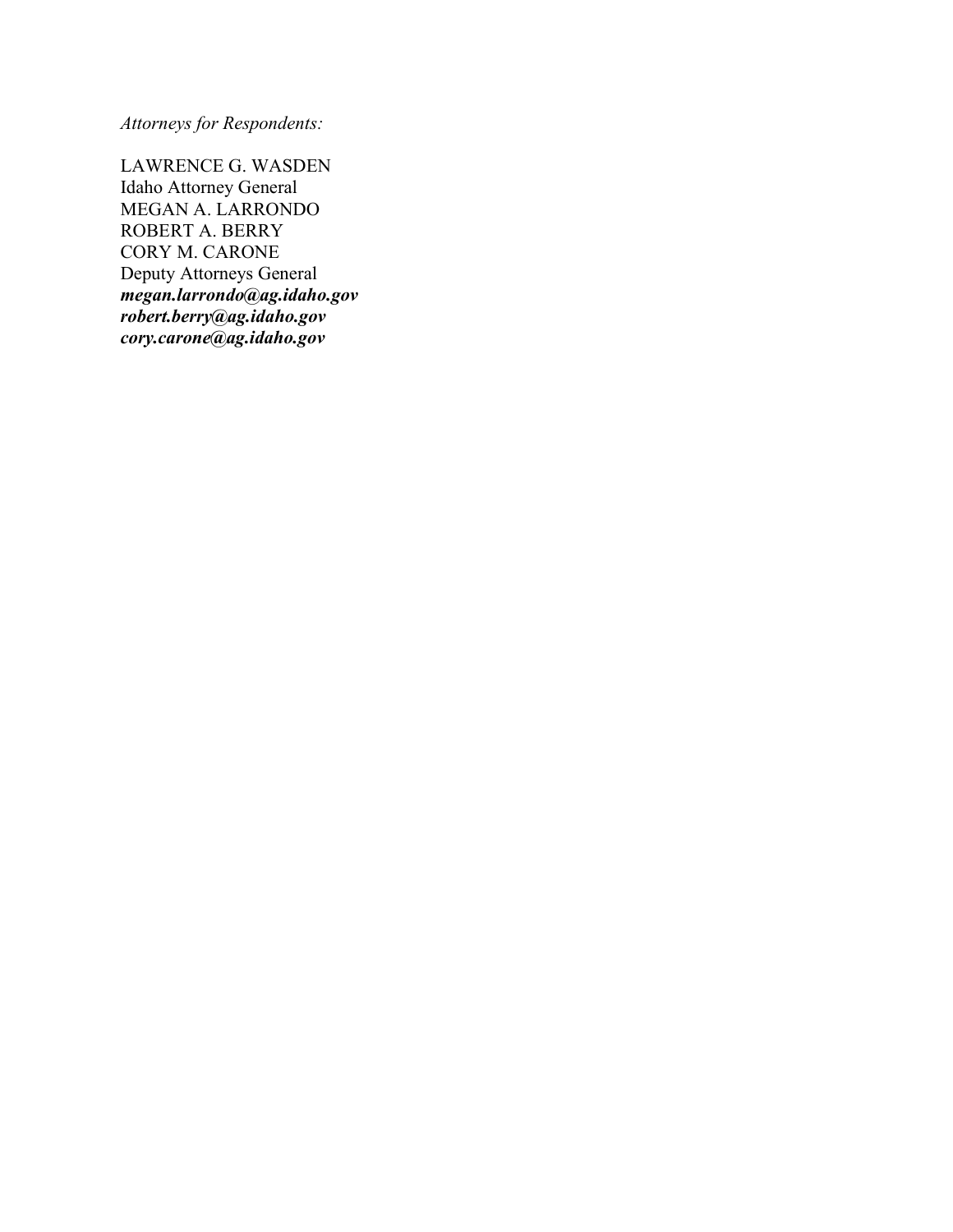*Attorneys for Respondents:*

LAWRENCE G. WASDEN
Idaho Attorney General
MEGAN A. LARRONDO
ROBERT A. BERRY
CORY M. CARONE
Deputy Attorneys General
***megan.larrondo@ag.idaho.gov***
***robert.berry@ag.idaho.gov***
***cory.carone@ag.idaho.gov***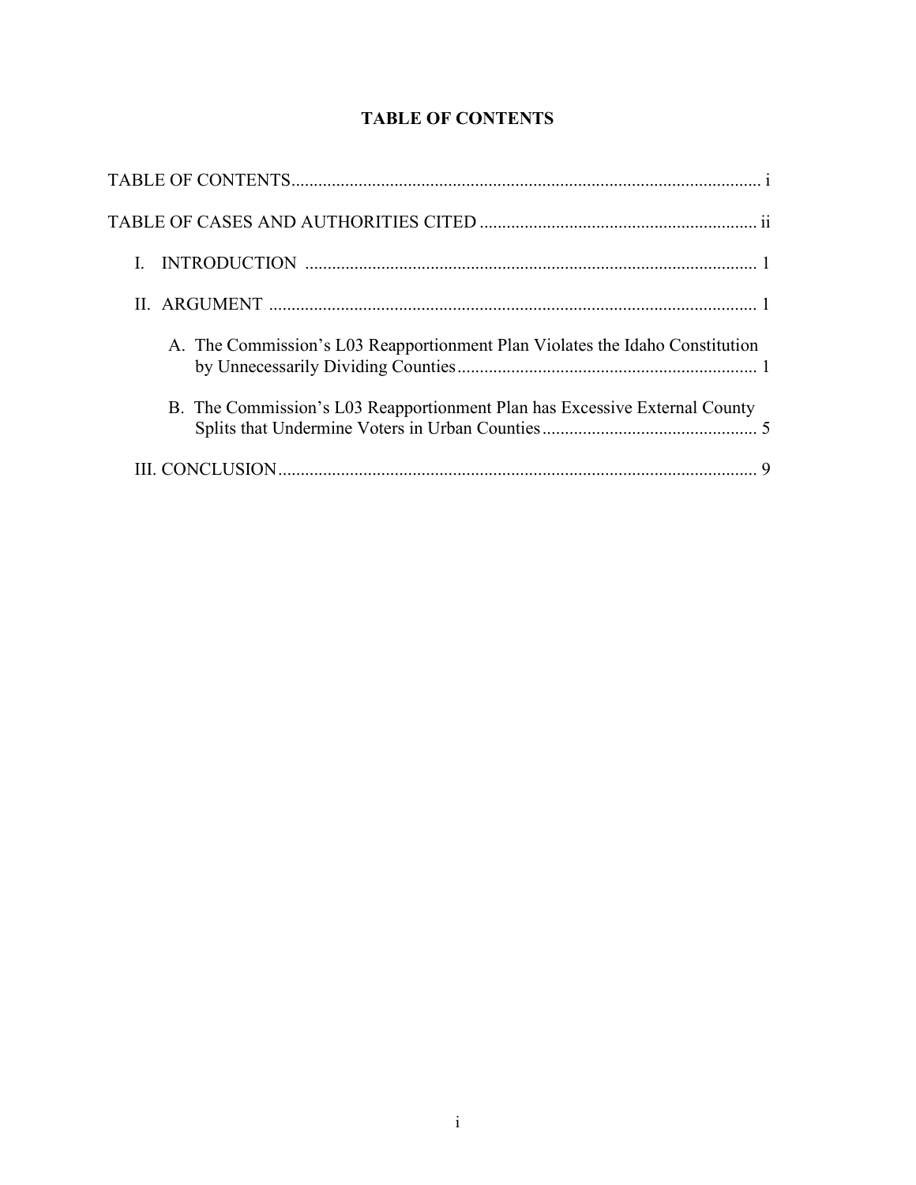# TABLE OF CONTENTS

TABLE OF CONTENTS ........................................................................................................ i

TABLE OF CASES AND AUTHORITIES CITED ............................................................. ii

I. INTRODUCTION ..................................................................................................... 1

II. ARGUMENT ............................................................................................................. 1

   A. The Commission's L03 Reapportionment Plan Violates the Idaho Constitution by Unnecessarily Dividing Counties ................................................................... 1

   B. The Commission's L03 Reapportionment Plan has Excessive External County Splits that Undermine Voters in Urban Counties ................................................ 5

III. CONCLUSION ........................................................................................................... 9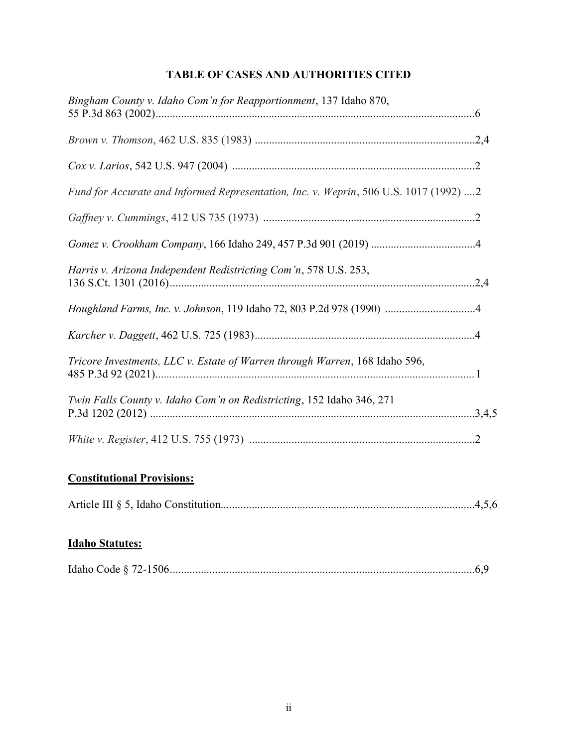# TABLE OF CASES AND AUTHORITIES CITED

*Bingham County v. Idaho Com'n for Reapportionment*, 137 Idaho 870, 55 P.3d 863 (2002)................................................................................................................6

*Brown v. Thomson*, 462 U.S. 835 (1983) .............................................................................2,4

*Cox v. Larios*, 542 U.S. 947 (2004) .....................................................................................2

*Fund for Accurate and Informed Representation, Inc. v. Weprin*, 506 U.S. 1017 (1992) ....2

*Gaffney v. Cummings*, 412 US 735 (1973) ..........................................................................2

*Gomez v. Crookham Company*, 166 Idaho 249, 457 P.3d 901 (2019) .....................................4

*Harris v. Arizona Independent Redistricting Com'n*, 578 U.S. 253, 136 S.Ct. 1301 (2016)............................................................................................................2,4

*Houghland Farms, Inc. v. Johnson*, 119 Idaho 72, 803 P.2d 978 (1990) ................................4

*Karcher v. Daggett*, 462 U.S. 725 (1983).............................................................................4

*Tricore Investments, LLC v. Estate of Warren through Warren*, 168 Idaho 596, 485 P.3d 92 (2021)................................................................................................................1

*Twin Falls County v. Idaho Com'n on Redistricting*, 152 Idaho 346, 271 P.3d 1202 (2012) ..................................................................................................................3,4,5

*White v. Register*, 412 U.S. 755 (1973) ...............................................................................2

## Constitutional Provisions:

Article III § 5, Idaho Constitution..........................................................................................4,5,6

## Idaho Statutes:

Idaho Code § 72-1506............................................................................................................6,9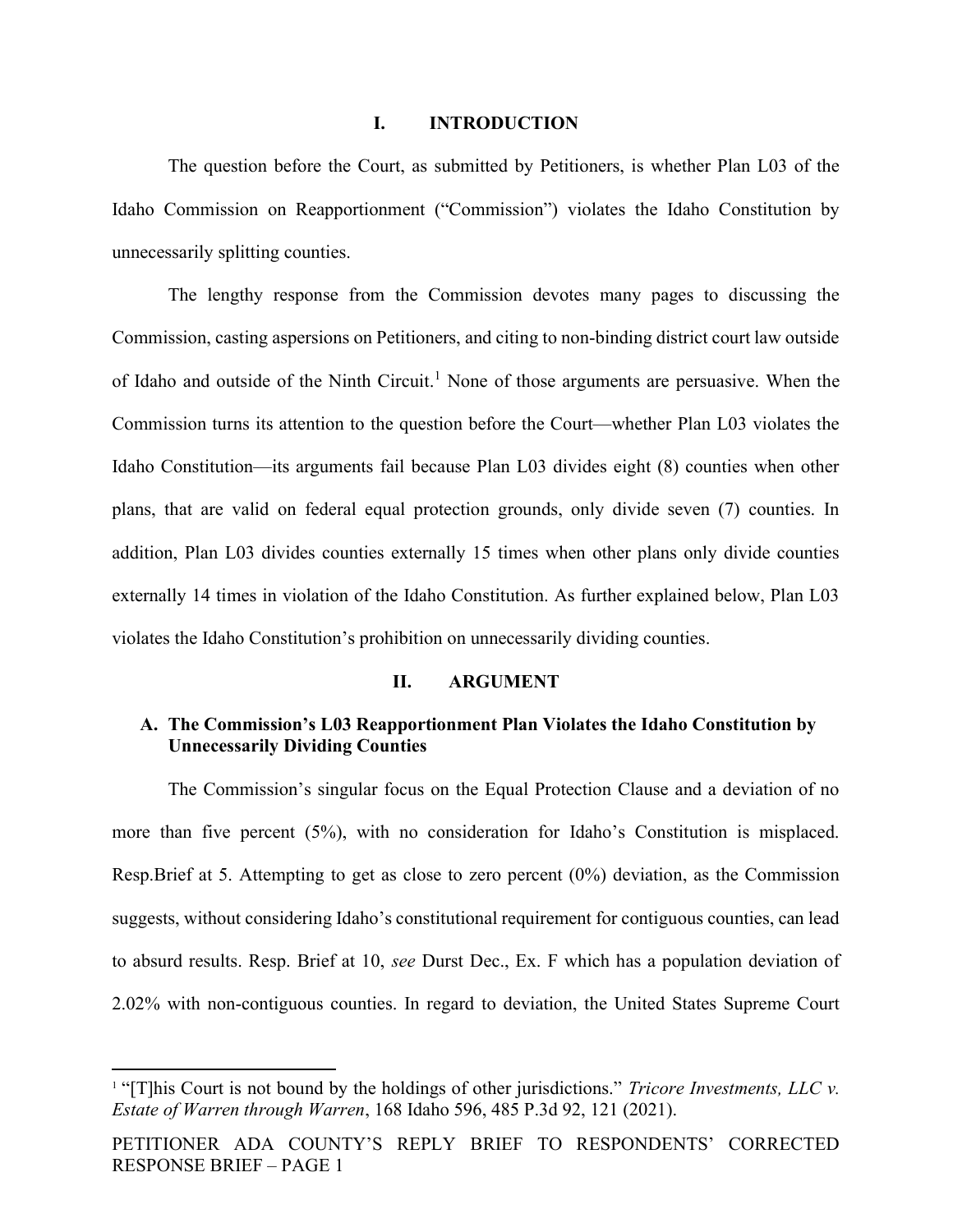## I. INTRODUCTION

The question before the Court, as submitted by Petitioners, is whether Plan L03 of the Idaho Commission on Reapportionment ("Commission") violates the Idaho Constitution by unnecessarily splitting counties.

The lengthy response from the Commission devotes many pages to discussing the Commission, casting aspersions on Petitioners, and citing to non-binding district court law outside of Idaho and outside of the Ninth Circuit.[1] None of those arguments are persuasive. When the Commission turns its attention to the question before the Court—whether Plan L03 violates the Idaho Constitution—its arguments fail because Plan L03 divides eight (8) counties when other plans, that are valid on federal equal protection grounds, only divide seven (7) counties. In addition, Plan L03 divides counties externally 15 times when other plans only divide counties externally 14 times in violation of the Idaho Constitution. As further explained below, Plan L03 violates the Idaho Constitution's prohibition on unnecessarily dividing counties.

## II. ARGUMENT

### A. The Commission's L03 Reapportionment Plan Violates the Idaho Constitution by Unnecessarily Dividing Counties

The Commission's singular focus on the Equal Protection Clause and a deviation of no more than five percent (5%), with no consideration for Idaho's Constitution is misplaced. Resp.Brief at 5. Attempting to get as close to zero percent (0%) deviation, as the Commission suggests, without considering Idaho's constitutional requirement for contiguous counties, can lead to absurd results. Resp. Brief at 10, *see* Durst Dec., Ex. F which has a population deviation of 2.02% with non-contiguous counties. In regard to deviation, the United States Supreme Court

[1] "[T]his Court is not bound by the holdings of other jurisdictions." *Tricore Investments, LLC v. Estate of Warren through Warren*, 168 Idaho 596, 485 P.3d 92, 121 (2021).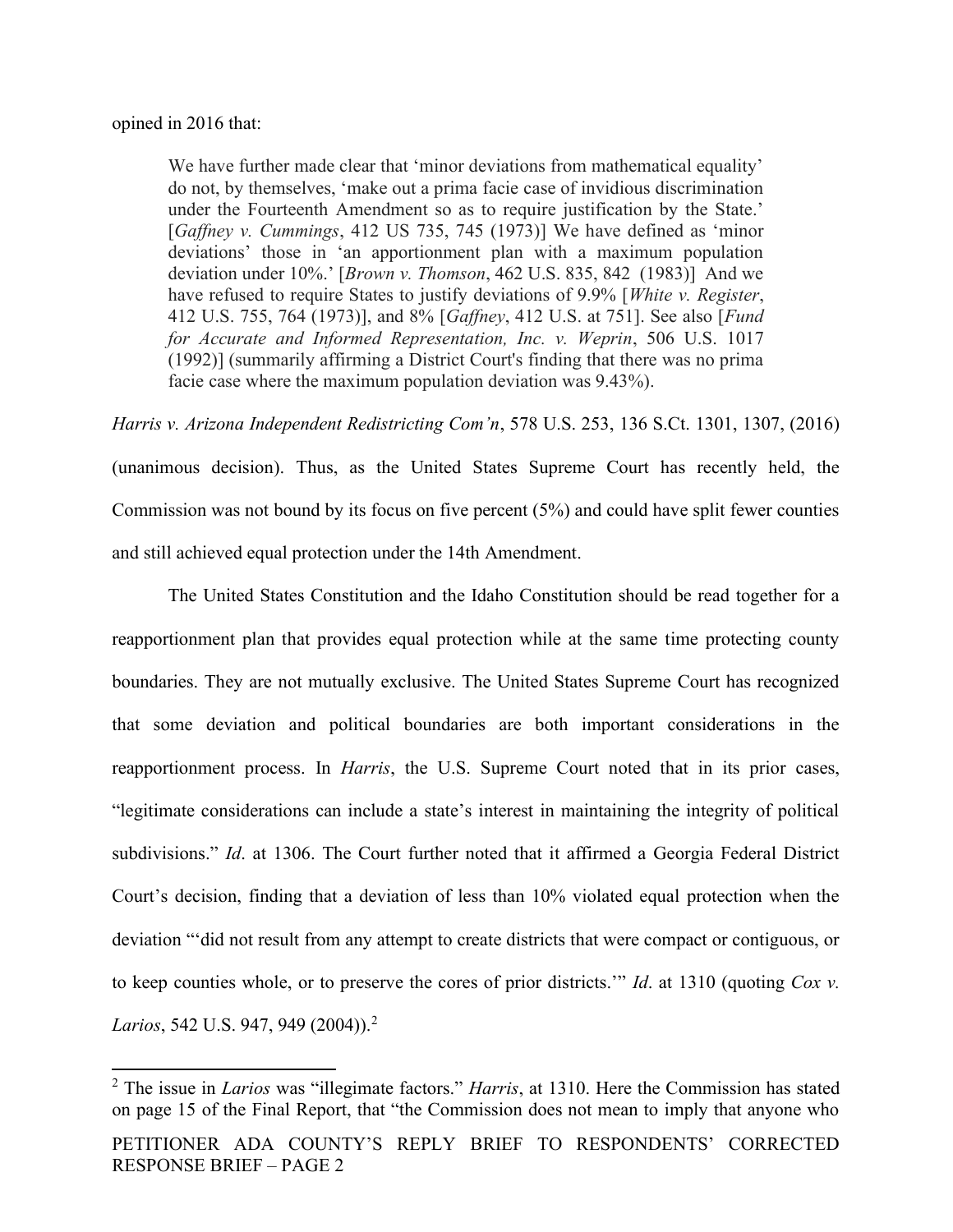opined in 2016 that:

> We have further made clear that 'minor deviations from mathematical equality' do not, by themselves, 'make out a prima facie case of invidious discrimination under the Fourteenth Amendment so as to require justification by the State.' [*Gaffney v. Cummings*, 412 US 735, 745 (1973)] We have defined as 'minor deviations' those in 'an apportionment plan with a maximum population deviation under 10%.' [*Brown v. Thomson*, 462 U.S. 835, 842 (1983)] And we have refused to require States to justify deviations of 9.9% [*White v. Register*, 412 U.S. 755, 764 (1973)], and 8% [*Gaffney*, 412 U.S. at 751]. See also [*Fund for Accurate and Informed Representation, Inc. v. Weprin*, 506 U.S. 1017 (1992)] (summarily affirming a District Court's finding that there was no prima facie case where the maximum population deviation was 9.43%).

*Harris v. Arizona Independent Redistricting Com'n*, 578 U.S. 253, 136 S.Ct. 1301, 1307, (2016) (unanimous decision). Thus, as the United States Supreme Court has recently held, the Commission was not bound by its focus on five percent (5%) and could have split fewer counties and still achieved equal protection under the 14th Amendment.

The United States Constitution and the Idaho Constitution should be read together for a reapportionment plan that provides equal protection while at the same time protecting county boundaries. They are not mutually exclusive. The United States Supreme Court has recognized that some deviation and political boundaries are both important considerations in the reapportionment process. In *Harris*, the U.S. Supreme Court noted that in its prior cases, "legitimate considerations can include a state's interest in maintaining the integrity of political subdivisions." *Id*. at 1306. The Court further noted that it affirmed a Georgia Federal District Court's decision, finding that a deviation of less than 10% violated equal protection when the deviation "'did not result from any attempt to create districts that were compact or contiguous, or to keep counties whole, or to preserve the cores of prior districts.'" *Id*. at 1310 (quoting *Cox v. Larios*, 542 U.S. 947, 949 (2004)).[2]

[2] The issue in *Larios* was "illegimate factors." *Harris*, at 1310. Here the Commission has stated on page 15 of the Final Report, that "the Commission does not mean to imply that anyone who

PETITIONER ADA COUNTY'S REPLY BRIEF TO RESPONDENTS' CORRECTED RESPONSE BRIEF – PAGE 2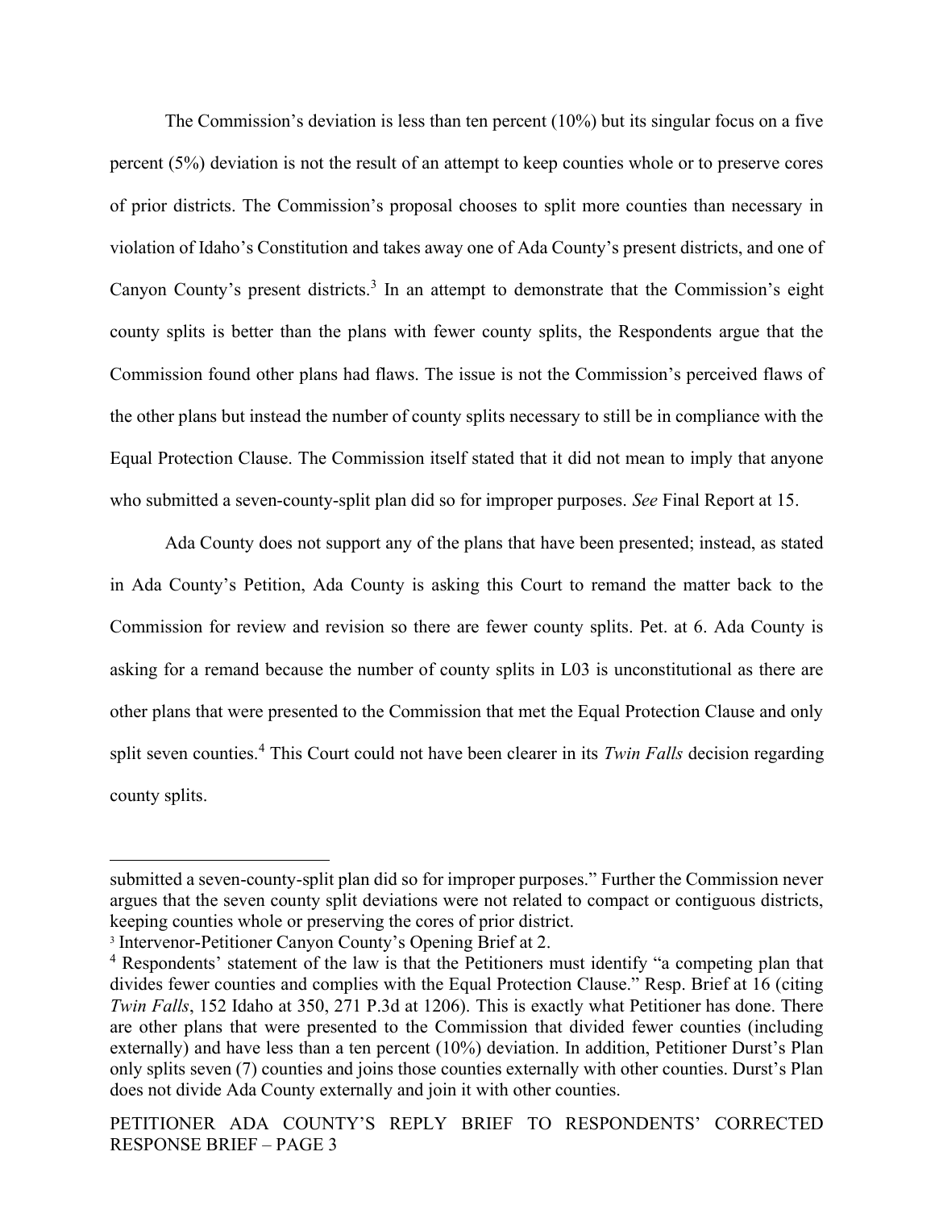The Commission's deviation is less than ten percent (10%) but its singular focus on a five percent (5%) deviation is not the result of an attempt to keep counties whole or to preserve cores of prior districts. The Commission's proposal chooses to split more counties than necessary in violation of Idaho's Constitution and takes away one of Ada County's present districts, and one of Canyon County's present districts.[3] In an attempt to demonstrate that the Commission's eight county splits is better than the plans with fewer county splits, the Respondents argue that the Commission found other plans had flaws. The issue is not the Commission's perceived flaws of the other plans but instead the number of county splits necessary to still be in compliance with the Equal Protection Clause. The Commission itself stated that it did not mean to imply that anyone who submitted a seven-county-split plan did so for improper purposes. *See* Final Report at 15.

Ada County does not support any of the plans that have been presented; instead, as stated in Ada County's Petition, Ada County is asking this Court to remand the matter back to the Commission for review and revision so there are fewer county splits. Pet. at 6. Ada County is asking for a remand because the number of county splits in L03 is unconstitutional as there are other plans that were presented to the Commission that met the Equal Protection Clause and only split seven counties.[4] This Court could not have been clearer in its *Twin Falls* decision regarding county splits.

---

submitted a seven-county-split plan did so for improper purposes." Further the Commission never argues that the seven county split deviations were not related to compact or contiguous districts, keeping counties whole or preserving the cores of prior district.

[3] Intervenor-Petitioner Canyon County's Opening Brief at 2.

[4] Respondents' statement of the law is that the Petitioners must identify "a competing plan that divides fewer counties and complies with the Equal Protection Clause." Resp. Brief at 16 (citing *Twin Falls*, 152 Idaho at 350, 271 P.3d at 1206). This is exactly what Petitioner has done. There are other plans that were presented to the Commission that divided fewer counties (including externally) and have less than a ten percent (10%) deviation. In addition, Petitioner Durst's Plan only splits seven (7) counties and joins those counties externally with other counties. Durst's Plan does not divide Ada County externally and join it with other counties.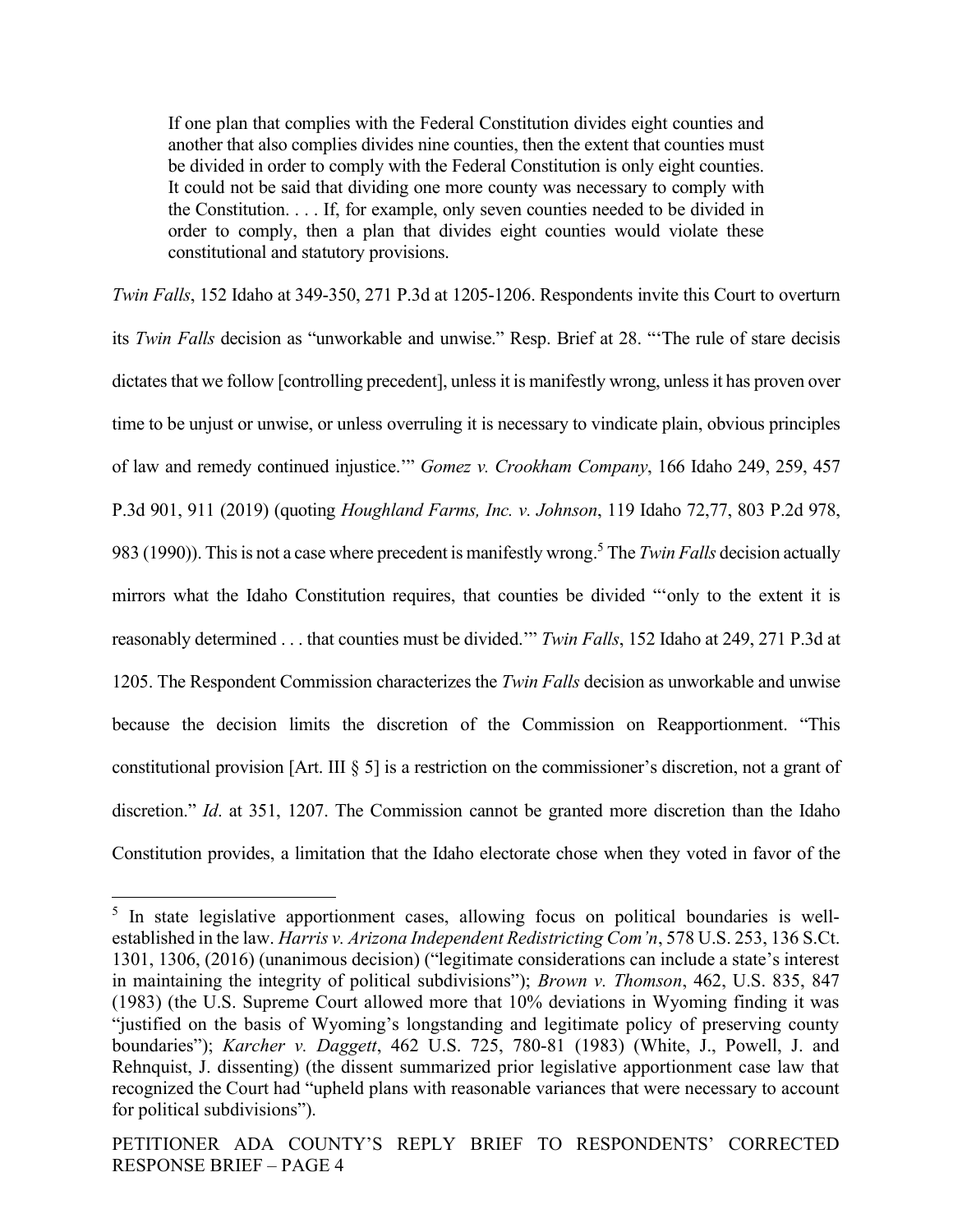> If one plan that complies with the Federal Constitution divides eight counties and another that also complies divides nine counties, then the extent that counties must be divided in order to comply with the Federal Constitution is only eight counties. It could not be said that dividing one more county was necessary to comply with the Constitution. . . . If, for example, only seven counties needed to be divided in order to comply, then a plan that divides eight counties would violate these constitutional and statutory provisions.

*Twin Falls*, 152 Idaho at 349-350, 271 P.3d at 1205-1206. Respondents invite this Court to overturn its *Twin Falls* decision as "unworkable and unwise." Resp. Brief at 28. "'The rule of stare decisis dictates that we follow [controlling precedent], unless it is manifestly wrong, unless it has proven over time to be unjust or unwise, or unless overruling it is necessary to vindicate plain, obvious principles of law and remedy continued injustice.'" *Gomez v. Crookham Company*, 166 Idaho 249, 259, 457 P.3d 901, 911 (2019) (quoting *Houghland Farms, Inc. v. Johnson*, 119 Idaho 72,77, 803 P.2d 978, 983 (1990)). This is not a case where precedent is manifestly wrong.[5] The *Twin Falls* decision actually mirrors what the Idaho Constitution requires, that counties be divided "'only to the extent it is reasonably determined . . . that counties must be divided.'" *Twin Falls*, 152 Idaho at 249, 271 P.3d at 1205. The Respondent Commission characterizes the *Twin Falls* decision as unworkable and unwise because the decision limits the discretion of the Commission on Reapportionment. "This constitutional provision [Art. III § 5] is a restriction on the commissioner's discretion, not a grant of discretion." *Id*. at 351, 1207. The Commission cannot be granted more discretion than the Idaho Constitution provides, a limitation that the Idaho electorate chose when they voted in favor of the

---

[5] In state legislative apportionment cases, allowing focus on political boundaries is well-established in the law. *Harris v. Arizona Independent Redistricting Com'n*, 578 U.S. 253, 136 S.Ct. 1301, 1306, (2016) (unanimous decision) ("legitimate considerations can include a state's interest in maintaining the integrity of political subdivisions"); *Brown v. Thomson*, 462, U.S. 835, 847 (1983) (the U.S. Supreme Court allowed more that 10% deviations in Wyoming finding it was "justified on the basis of Wyoming's longstanding and legitimate policy of preserving county boundaries"); *Karcher v. Daggett*, 462 U.S. 725, 780-81 (1983) (White, J., Powell, J. and Rehnquist, J. dissenting) (the dissent summarized prior legislative apportionment case law that recognized the Court had "upheld plans with reasonable variances that were necessary to account for political subdivisions").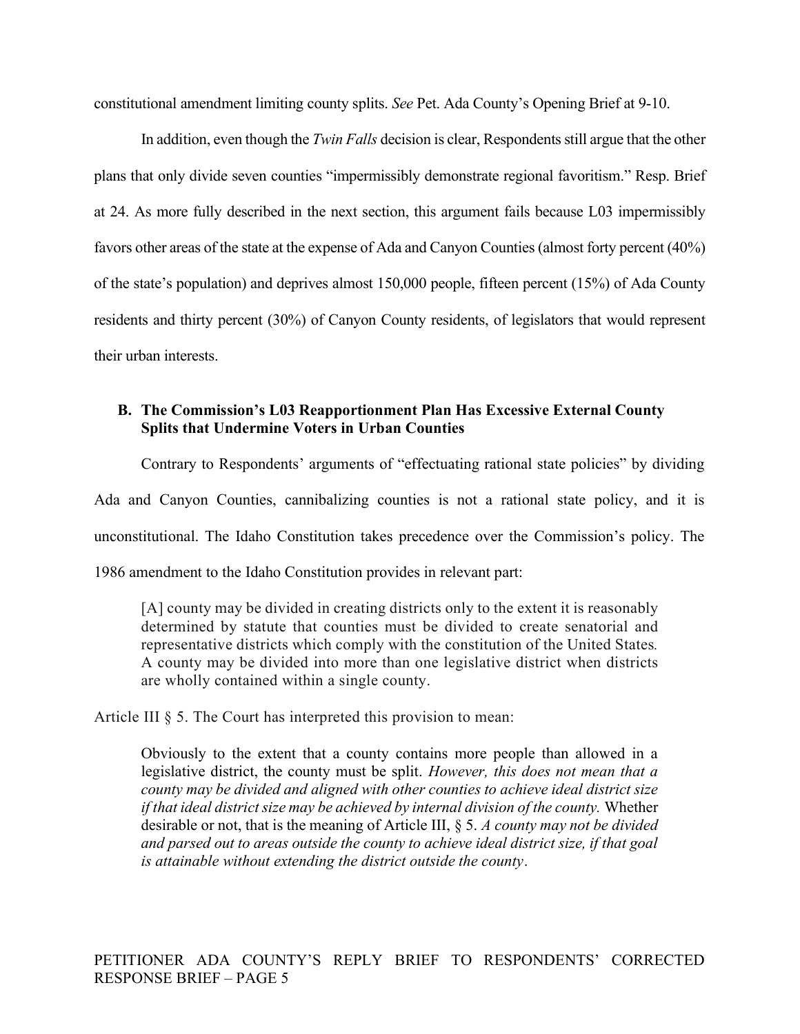constitutional amendment limiting county splits. *See* Pet. Ada County's Opening Brief at 9-10.

In addition, even though the *Twin Falls* decision is clear, Respondents still argue that the other plans that only divide seven counties "impermissibly demonstrate regional favoritism." Resp. Brief at 24. As more fully described in the next section, this argument fails because L03 impermissibly favors other areas of the state at the expense of Ada and Canyon Counties (almost forty percent (40%) of the state's population) and deprives almost 150,000 people, fifteen percent (15%) of Ada County residents and thirty percent (30%) of Canyon County residents, of legislators that would represent their urban interests.

### B. The Commission's L03 Reapportionment Plan Has Excessive External County Splits that Undermine Voters in Urban Counties

Contrary to Respondents' arguments of "effectuating rational state policies" by dividing Ada and Canyon Counties, cannibalizing counties is not a rational state policy, and it is unconstitutional. The Idaho Constitution takes precedence over the Commission's policy. The 1986 amendment to the Idaho Constitution provides in relevant part:

> [A] county may be divided in creating districts only to the extent it is reasonably determined by statute that counties must be divided to create senatorial and representative districts which comply with the constitution of the United States. A county may be divided into more than one legislative district when districts are wholly contained within a single county.

Article III § 5. The Court has interpreted this provision to mean:

> Obviously to the extent that a county contains more people than allowed in a legislative district, the county must be split. *However, this does not mean that a county may be divided and aligned with other counties to achieve ideal district size if that ideal district size may be achieved by internal division of the county.* Whether desirable or not, that is the meaning of Article III, § 5. *A county may not be divided and parsed out to areas outside the county to achieve ideal district size, if that goal is attainable without extending the district outside the county*.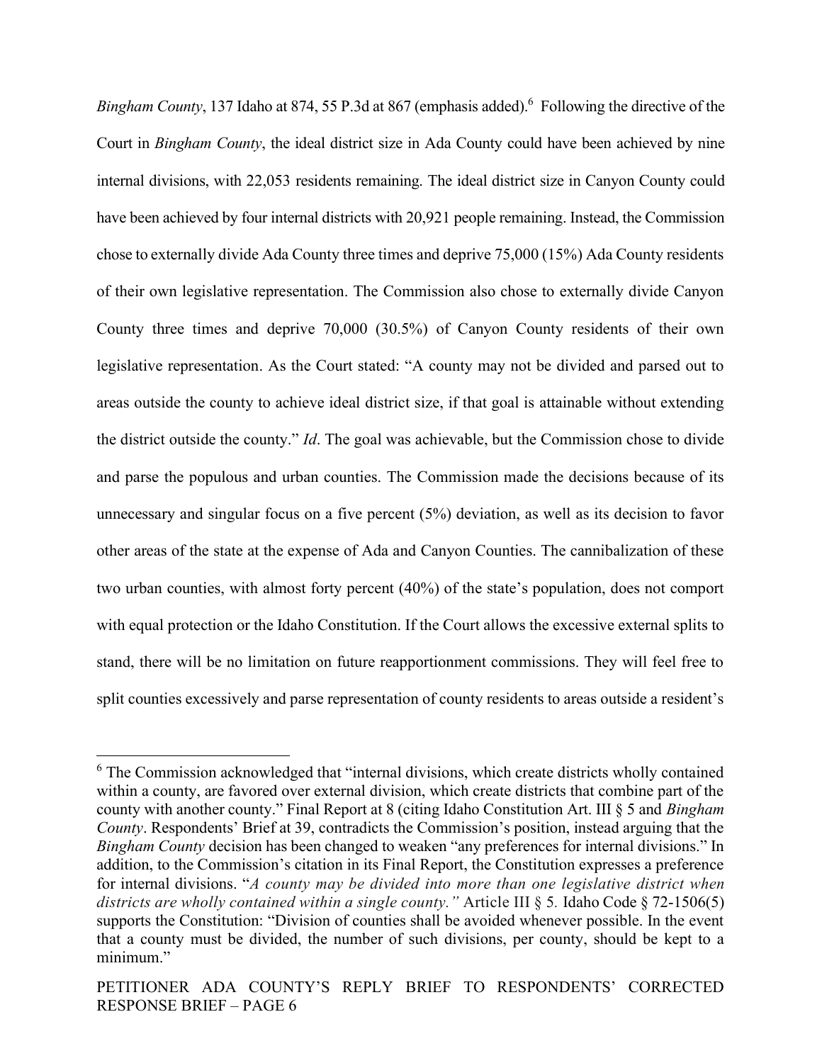*Bingham County*, 137 Idaho at 874, 55 P.3d at 867 (emphasis added).[6] Following the directive of the Court in *Bingham County*, the ideal district size in Ada County could have been achieved by nine internal divisions, with 22,053 residents remaining. The ideal district size in Canyon County could have been achieved by four internal districts with 20,921 people remaining. Instead, the Commission chose to externally divide Ada County three times and deprive 75,000 (15%) Ada County residents of their own legislative representation. The Commission also chose to externally divide Canyon County three times and deprive 70,000 (30.5%) of Canyon County residents of their own legislative representation. As the Court stated: "A county may not be divided and parsed out to areas outside the county to achieve ideal district size, if that goal is attainable without extending the district outside the county." *Id*. The goal was achievable, but the Commission chose to divide and parse the populous and urban counties. The Commission made the decisions because of its unnecessary and singular focus on a five percent (5%) deviation, as well as its decision to favor other areas of the state at the expense of Ada and Canyon Counties. The cannibalization of these two urban counties, with almost forty percent (40%) of the state's population, does not comport with equal protection or the Idaho Constitution. If the Court allows the excessive external splits to stand, there will be no limitation on future reapportionment commissions. They will feel free to split counties excessively and parse representation of county residents to areas outside a resident's

---

[6] The Commission acknowledged that "internal divisions, which create districts wholly contained within a county, are favored over external division, which create districts that combine part of the county with another county." Final Report at 8 (citing Idaho Constitution Art. III § 5 and *Bingham County*. Respondents' Brief at 39, contradicts the Commission's position, instead arguing that the *Bingham County* decision has been changed to weaken "any preferences for internal divisions." In addition, to the Commission's citation in its Final Report, the Constitution expresses a preference for internal divisions. "*A county may be divided into more than one legislative district when districts are wholly contained within a single county."* Article III § 5*.* Idaho Code § 72-1506(5) supports the Constitution: "Division of counties shall be avoided whenever possible. In the event that a county must be divided, the number of such divisions, per county, should be kept to a minimum."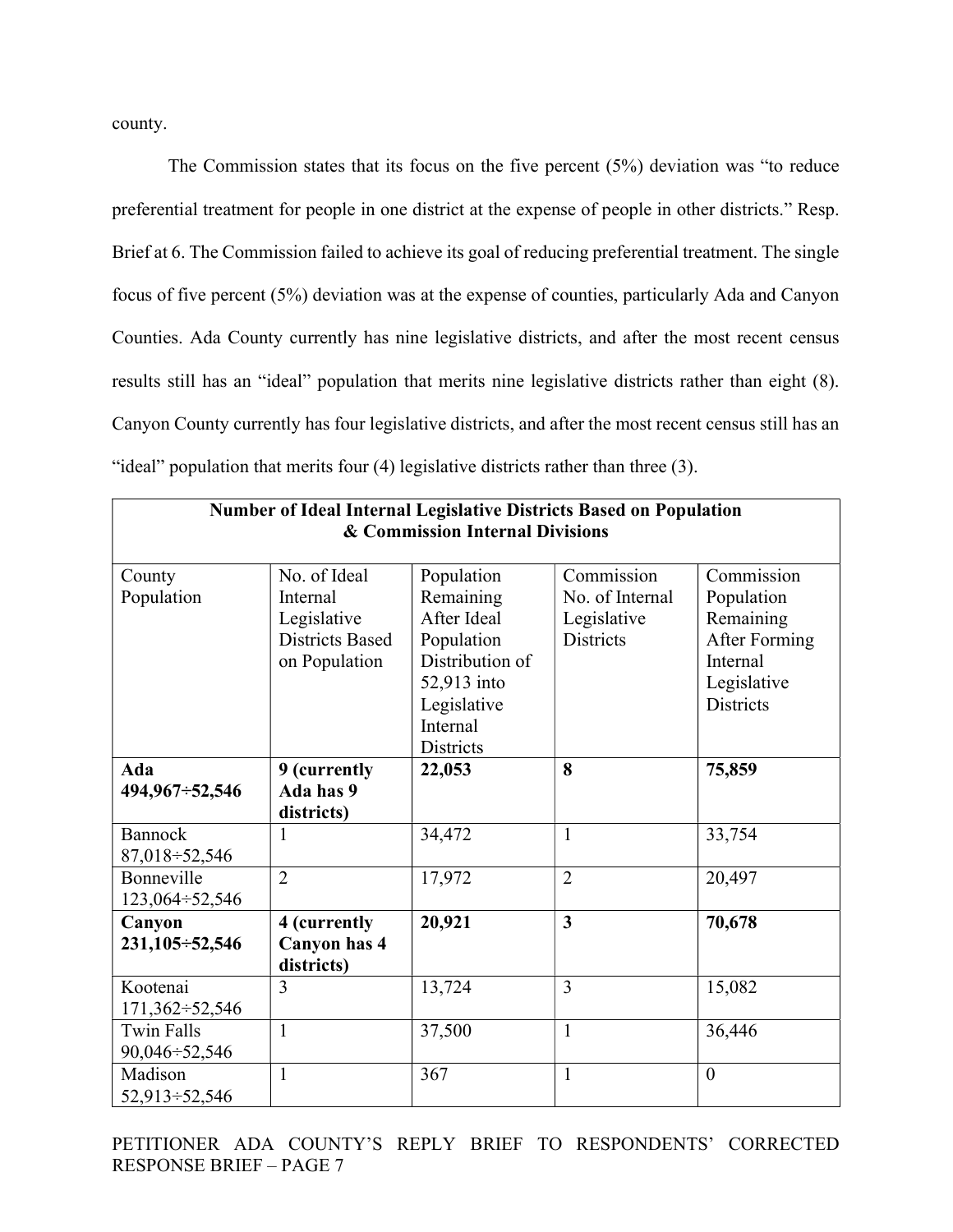county.

The Commission states that its focus on the five percent (5%) deviation was "to reduce preferential treatment for people in one district at the expense of people in other districts." Resp. Brief at 6. The Commission failed to achieve its goal of reducing preferential treatment. The single focus of five percent (5%) deviation was at the expense of counties, particularly Ada and Canyon Counties. Ada County currently has nine legislative districts, and after the most recent census results still has an "ideal" population that merits nine legislative districts rather than eight (8). Canyon County currently has four legislative districts, and after the most recent census still has an "ideal" population that merits four (4) legislative districts rather than three (3).

| **Number of Ideal Internal Legislative Districts Based on Population & Commission Internal Divisions** | | | | |
|---|---|---|---|---|
| County Population | No. of Ideal Internal Legislative Districts Based on Population | Population Remaining After Ideal Population Distribution of 52,913 into Legislative Internal Districts | Commission No. of Internal Legislative Districts | Commission Population Remaining After Forming Internal Legislative Districts |
| **Ada 494,967÷52,546** | **9 (currently Ada has 9 districts)** | **22,053** | **8** | **75,859** |
| Bannock 87,018÷52,546 | 1 | 34,472 | 1 | 33,754 |
| Bonneville 123,064÷52,546 | 2 | 17,972 | 2 | 20,497 |
| **Canyon 231,105÷52,546** | **4 (currently Canyon has 4 districts)** | **20,921** | **3** | **70,678** |
| Kootenai 171,362÷52,546 | 3 | 13,724 | 3 | 15,082 |
| Twin Falls 90,046÷52,546 | 1 | 37,500 | 1 | 36,446 |
| Madison 52,913÷52,546 | 1 | 367 | 1 | 0 |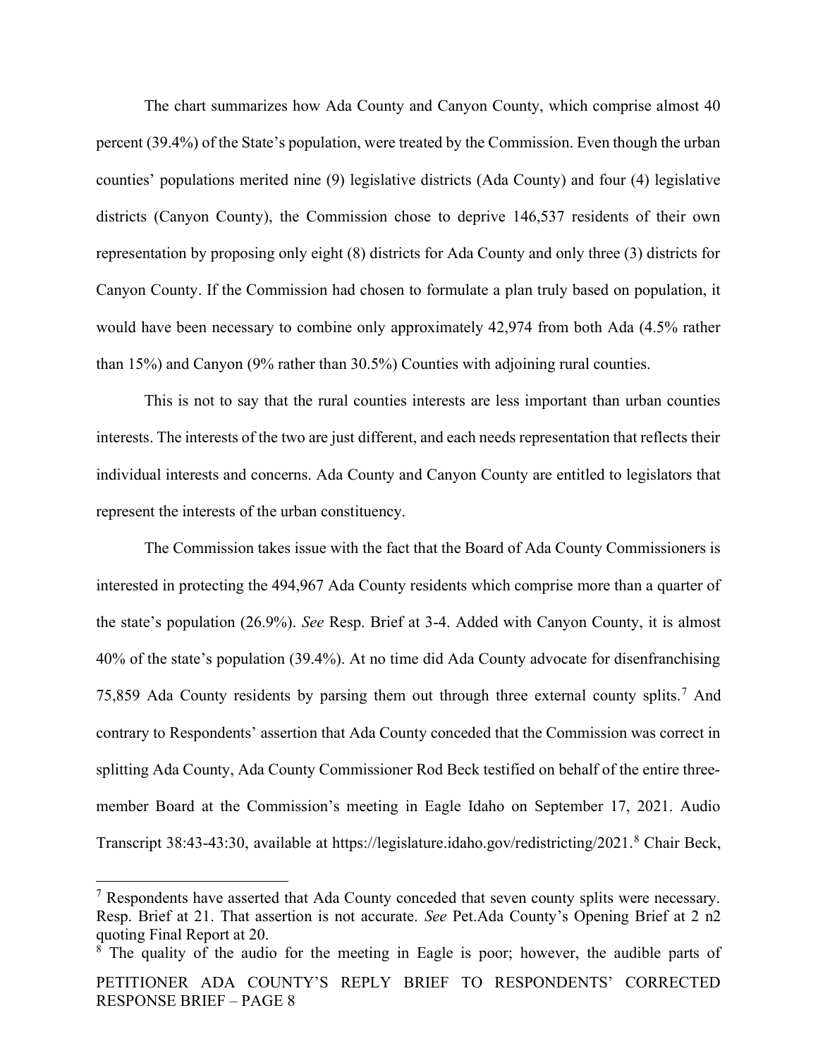The chart summarizes how Ada County and Canyon County, which comprise almost 40 percent (39.4%) of the State's population, were treated by the Commission. Even though the urban counties' populations merited nine (9) legislative districts (Ada County) and four (4) legislative districts (Canyon County), the Commission chose to deprive 146,537 residents of their own representation by proposing only eight (8) districts for Ada County and only three (3) districts for Canyon County. If the Commission had chosen to formulate a plan truly based on population, it would have been necessary to combine only approximately 42,974 from both Ada (4.5% rather than 15%) and Canyon (9% rather than 30.5%) Counties with adjoining rural counties.

This is not to say that the rural counties interests are less important than urban counties interests. The interests of the two are just different, and each needs representation that reflects their individual interests and concerns. Ada County and Canyon County are entitled to legislators that represent the interests of the urban constituency.

The Commission takes issue with the fact that the Board of Ada County Commissioners is interested in protecting the 494,967 Ada County residents which comprise more than a quarter of the state's population (26.9%). *See* Resp. Brief at 3-4. Added with Canyon County, it is almost 40% of the state's population (39.4%). At no time did Ada County advocate for disenfranchising 75,859 Ada County residents by parsing them out through three external county splits.[7] And contrary to Respondents' assertion that Ada County conceded that the Commission was correct in splitting Ada County, Ada County Commissioner Rod Beck testified on behalf of the entire three-member Board at the Commission's meeting in Eagle Idaho on September 17, 2021. Audio Transcript 38:43-43:30, available at https://legislature.idaho.gov/redistricting/2021.[8] Chair Beck,

---

[7] Respondents have asserted that Ada County conceded that seven county splits were necessary. Resp. Brief at 21. That assertion is not accurate. *See* Pet.Ada County's Opening Brief at 2 n2 quoting Final Report at 20.

[8] The quality of the audio for the meeting in Eagle is poor; however, the audible parts of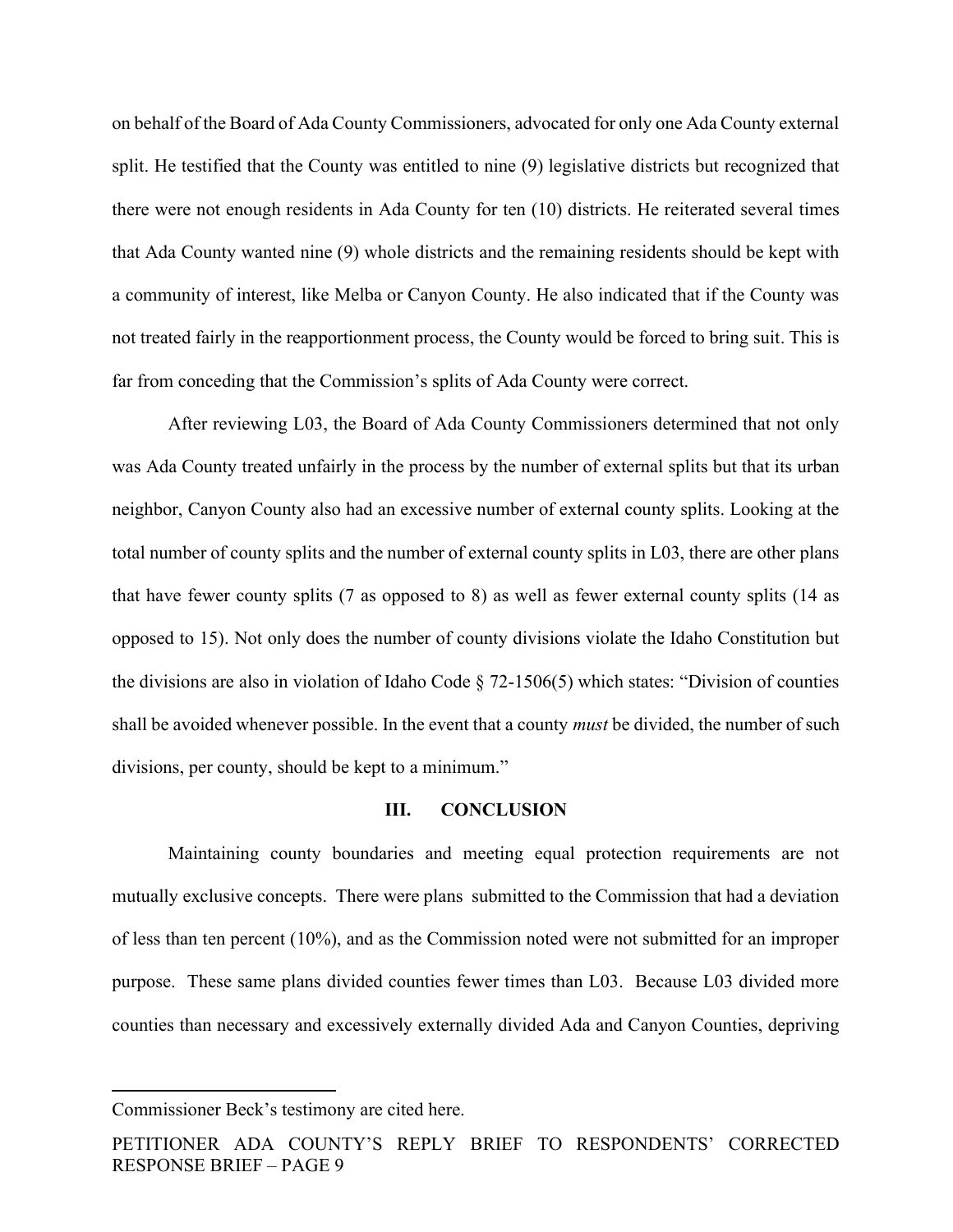on behalf of the Board of Ada County Commissioners, advocated for only one Ada County external split. He testified that the County was entitled to nine (9) legislative districts but recognized that there were not enough residents in Ada County for ten (10) districts. He reiterated several times that Ada County wanted nine (9) whole districts and the remaining residents should be kept with a community of interest, like Melba or Canyon County. He also indicated that if the County was not treated fairly in the reapportionment process, the County would be forced to bring suit. This is far from conceding that the Commission's splits of Ada County were correct.

After reviewing L03, the Board of Ada County Commissioners determined that not only was Ada County treated unfairly in the process by the number of external splits but that its urban neighbor, Canyon County also had an excessive number of external county splits. Looking at the total number of county splits and the number of external county splits in L03, there are other plans that have fewer county splits (7 as opposed to 8) as well as fewer external county splits (14 as opposed to 15). Not only does the number of county divisions violate the Idaho Constitution but the divisions are also in violation of Idaho Code § 72-1506(5) which states: "Division of counties shall be avoided whenever possible. In the event that a county *must* be divided, the number of such divisions, per county, should be kept to a minimum."

## III. CONCLUSION

Maintaining county boundaries and meeting equal protection requirements are not mutually exclusive concepts. There were plans submitted to the Commission that had a deviation of less than ten percent (10%), and as the Commission noted were not submitted for an improper purpose. These same plans divided counties fewer times than L03. Because L03 divided more counties than necessary and excessively externally divided Ada and Canyon Counties, depriving

---

Commissioner Beck's testimony are cited here.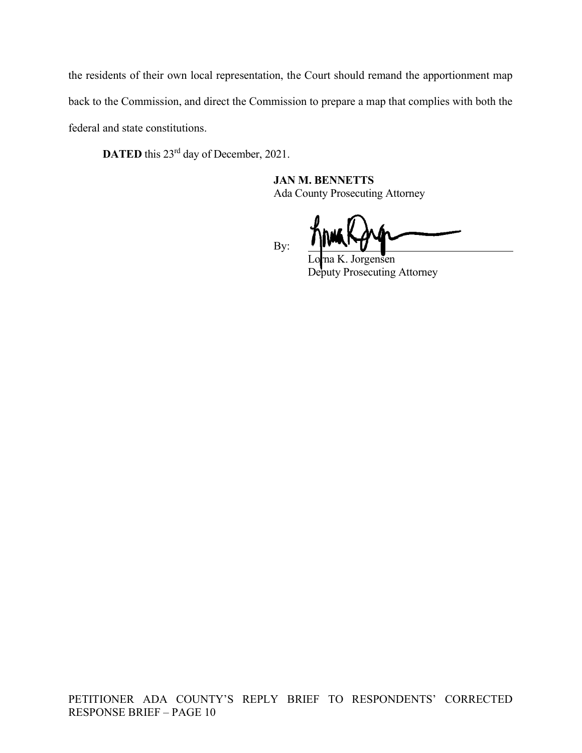the residents of their own local representation, the Court should remand the apportionment map back to the Commission, and direct the Commission to prepare a map that complies with both the federal and state constitutions.

**DATED** this 23rd day of December, 2021.

**JAN M. BENNETTS**
Ada County Prosecuting Attorney

By: ______________________________
Lorna K. Jorgensen
Deputy Prosecuting Attorney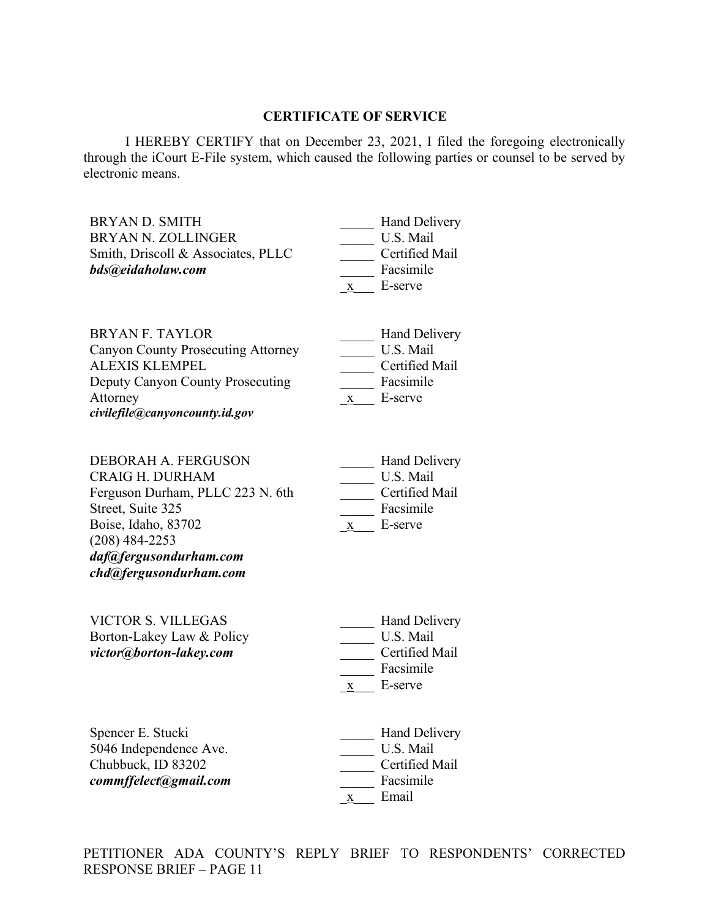## CERTIFICATE OF SERVICE

I HEREBY CERTIFY that on December 23, 2021, I filed the foregoing electronically through the iCourt E-File system, which caused the following parties or counsel to be served by electronic means.

| | |
|---|---|
| BRYAN D. SMITH<br>BRYAN N. ZOLLINGER<br>Smith, Driscoll & Associates, PLLC<br>***bds@eidaholaw.com*** | _____ Hand Delivery<br>_____ U.S. Mail<br>_____ Certified Mail<br>_____ Facsimile<br>\_x\_\_\_ E-serve |
| BRYAN F. TAYLOR<br>Canyon County Prosecuting Attorney<br>ALEXIS KLEMPEL<br>Deputy Canyon County Prosecuting Attorney<br>***civilefile@canyoncounty.id.gov*** | _____ Hand Delivery<br>_____ U.S. Mail<br>_____ Certified Mail<br>_____ Facsimile<br>\_x\_\_\_ E-serve |
| DEBORAH A. FERGUSON<br>CRAIG H. DURHAM<br>Ferguson Durham, PLLC 223 N. 6th Street, Suite 325<br>Boise, Idaho, 83702<br>(208) 484-2253<br>***daf@fergusondurham.com***<br>***chd@fergusondurham.com*** | _____ Hand Delivery<br>_____ U.S. Mail<br>_____ Certified Mail<br>_____ Facsimile<br>\_x\_\_\_ E-serve |
| VICTOR S. VILLEGAS<br>Borton-Lakey Law & Policy<br>***victor@borton-lakey.com*** | _____ Hand Delivery<br>_____ U.S. Mail<br>_____ Certified Mail<br>_____ Facsimile<br>\_x\_\_\_ E-serve |
| Spencer E. Stucki<br>5046 Independence Ave.<br>Chubbuck, ID 83202<br>***commffelect@gmail.com*** | _____ Hand Delivery<br>_____ U.S. Mail<br>_____ Certified Mail<br>_____ Facsimile<br>\_x\_\_\_ Email |

PETITIONER ADA COUNTY'S REPLY BRIEF TO RESPONDENTS' CORRECTED RESPONSE BRIEF – PAGE 11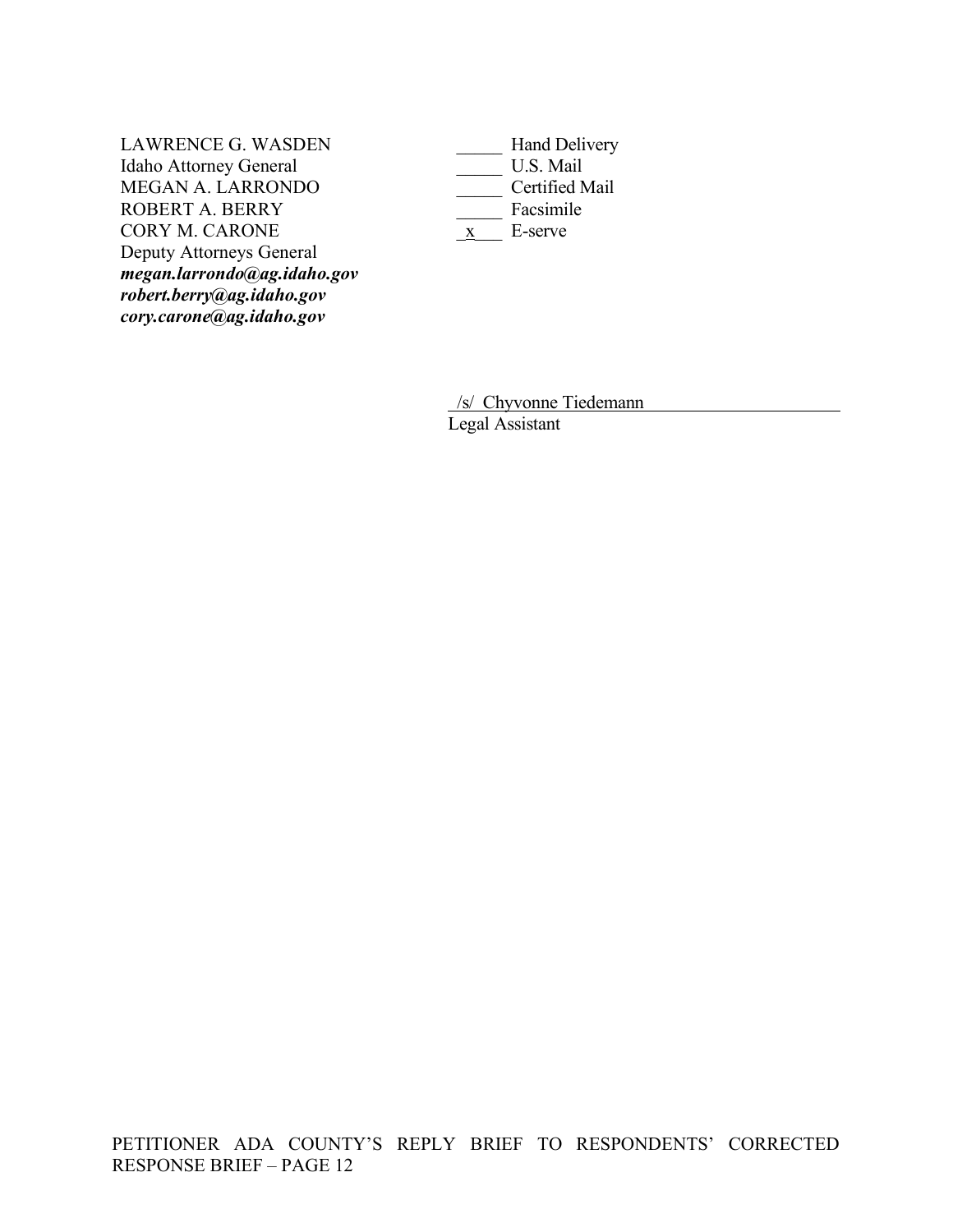LAWRENCE G. WASDEN
Idaho Attorney General
MEGAN A. LARRONDO
ROBERT A. BERRY
CORY M. CARONE
Deputy Attorneys General
***megan.larrondo@ag.idaho.gov***
***robert.berry@ag.idaho.gov***
***cory.carone@ag.idaho.gov***

_____ Hand Delivery
_____ U.S. Mail
_____ Certified Mail
_____ Facsimile
\_x\_\_\_ E-serve

/s/ Chyvonne Tiedemann
Legal Assistant